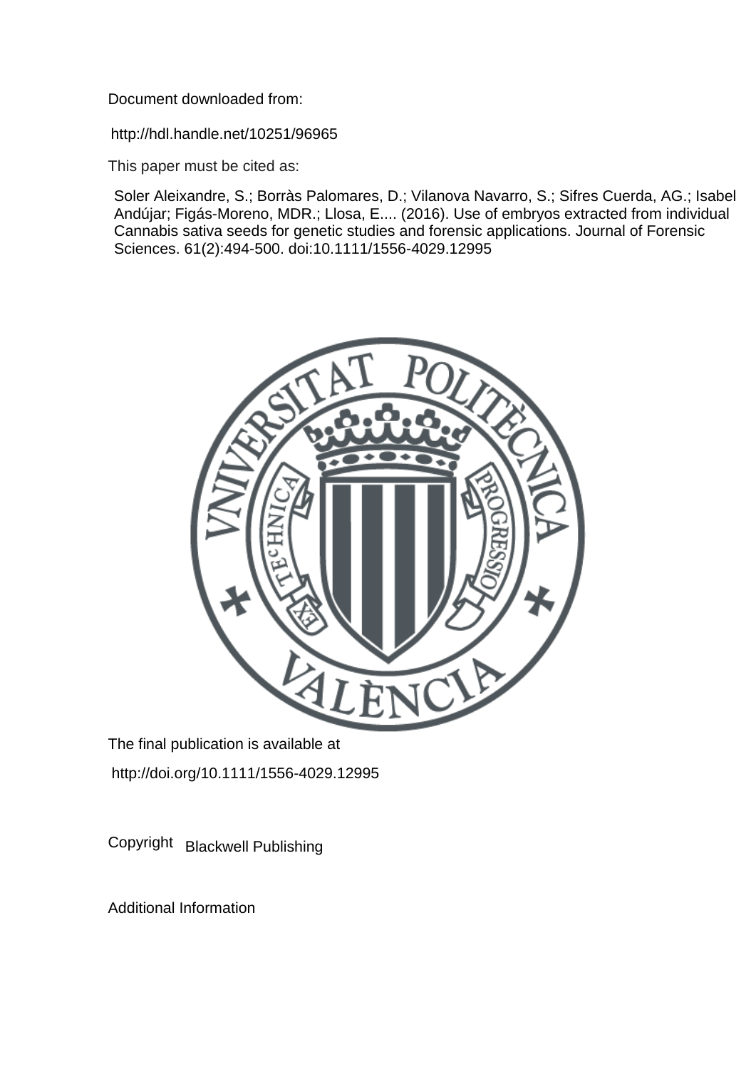Document downloaded from:

http://hdl.handle.net/10251/96965

This paper must be cited as:

Soler Aleixandre, S.; Borràs Palomares, D.; Vilanova Navarro, S.; Sifres Cuerda, AG.; Isabel Andújar; Figás-Moreno, MDR.; Llosa, E.... (2016). Use of embryos extracted from individual Cannabis sativa seeds for genetic studies and forensic applications. Journal of Forensic Sciences. 61(2):494-500. doi:10.1111/1556-4029.12995

The final publication is available at

http://doi.org/10.1111/1556-4029.12995

Copyright Blackwell Publishing

Additional Information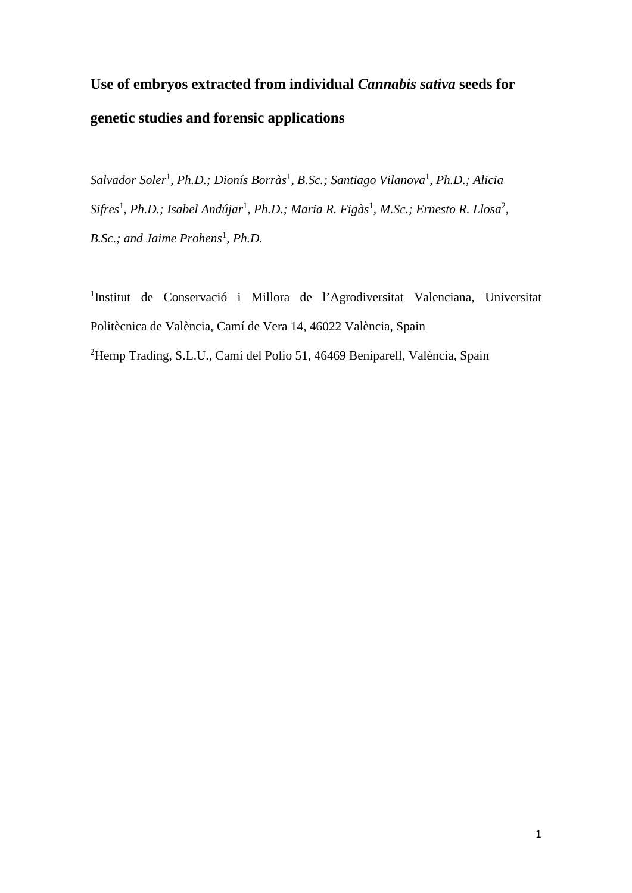# Use of embryos extracted from individual *Cannabis sativa* seeds for genetic studies and forensic applications

*Salvador Soler*[1]*, Ph.D.; Dionís Borràs*[1]*, B.Sc.; Santiago Vilanova*[1]*, Ph.D.; Alicia Sifres*[1]*, Ph.D.; Isabel Andújar*[1]*, Ph.D.; Maria R. Figàs*[1]*, M.Sc.; Ernesto R. Llosa*[2]*, B.Sc.; and Jaime Prohens*[1]*, Ph.D.*

[1]Institut de Conservació i Millora de l'Agrodiversitat Valenciana, Universitat Politècnica de València, Camí de Vera 14, 46022 València, Spain

[2]Hemp Trading, S.L.U., Camí del Polio 51, 46469 Beniparell, València, Spain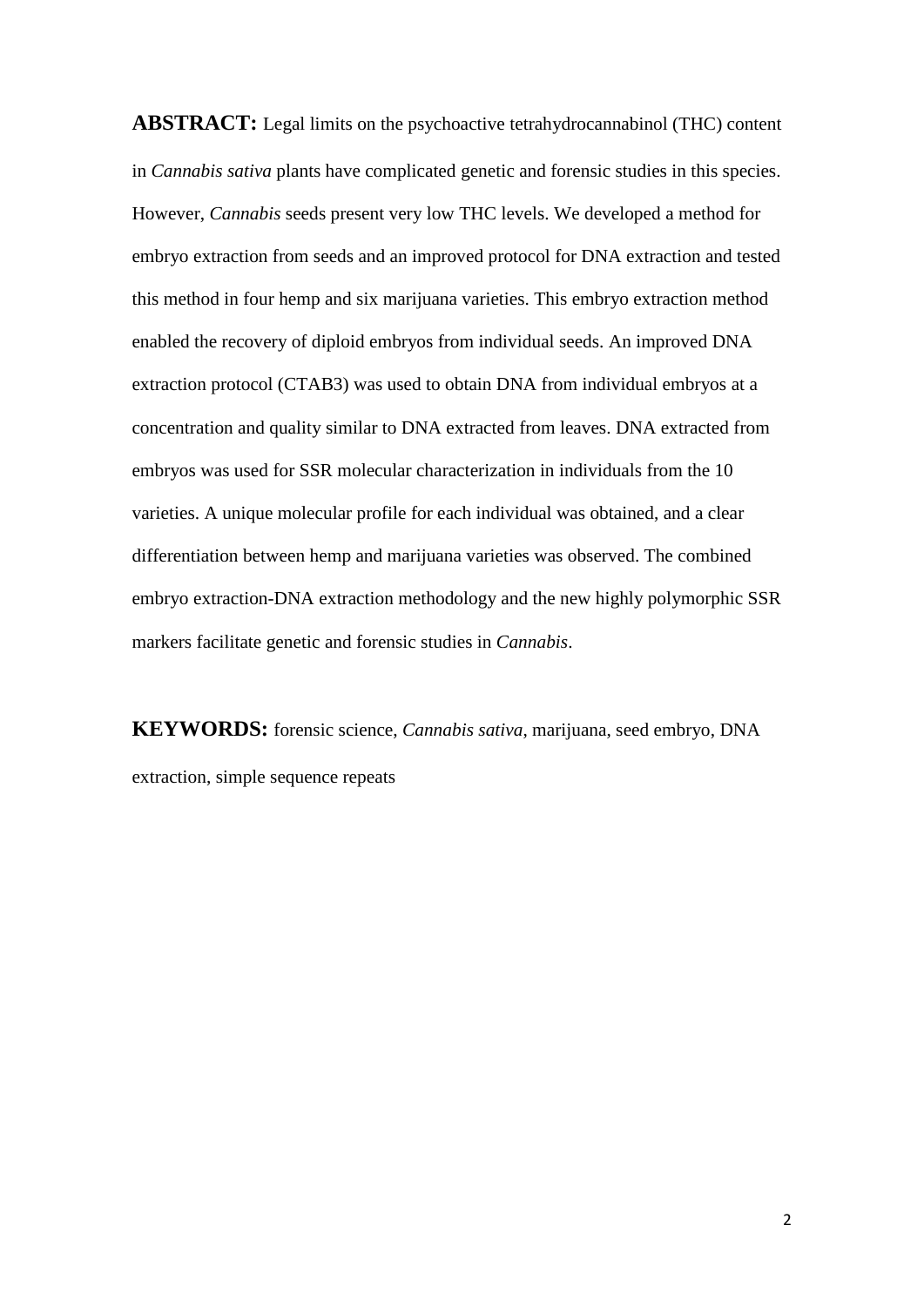**ABSTRACT:** Legal limits on the psychoactive tetrahydrocannabinol (THC) content in *Cannabis sativa* plants have complicated genetic and forensic studies in this species. However, *Cannabis* seeds present very low THC levels. We developed a method for embryo extraction from seeds and an improved protocol for DNA extraction and tested this method in four hemp and six marijuana varieties. This embryo extraction method enabled the recovery of diploid embryos from individual seeds. An improved DNA extraction protocol (CTAB3) was used to obtain DNA from individual embryos at a concentration and quality similar to DNA extracted from leaves. DNA extracted from embryos was used for SSR molecular characterization in individuals from the 10 varieties. A unique molecular profile for each individual was obtained, and a clear differentiation between hemp and marijuana varieties was observed. The combined embryo extraction-DNA extraction methodology and the new highly polymorphic SSR markers facilitate genetic and forensic studies in *Cannabis*.

**KEYWORDS:** forensic science, *Cannabis sativa*, marijuana, seed embryo, DNA extraction, simple sequence repeats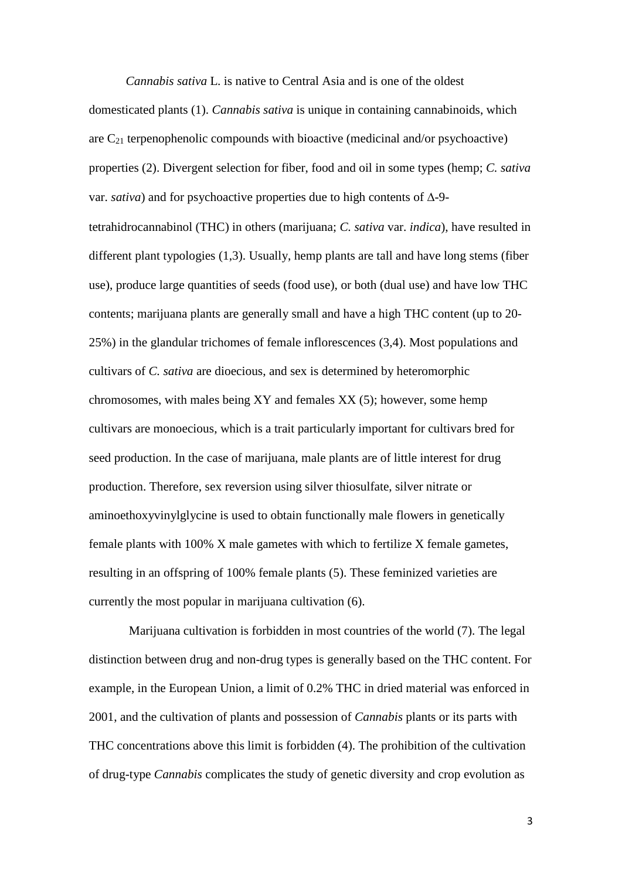*Cannabis sativa* L. is native to Central Asia and is one of the oldest domesticated plants (1). *Cannabis sativa* is unique in containing cannabinoids, which are $C_{21}$ terpenophenolic compounds with bioactive (medicinal and/or psychoactive) properties (2). Divergent selection for fiber, food and oil in some types (hemp; *C. sativa* var. *sativa*) and for psychoactive properties due to high contents of $\Delta$-9-tetrahidrocannabinol (THC) in others (marijuana; *C. sativa* var. *indica*), have resulted in different plant typologies (1,3). Usually, hemp plants are tall and have long stems (fiber use), produce large quantities of seeds (food use), or both (dual use) and have low THC contents; marijuana plants are generally small and have a high THC content (up to 20-25%) in the glandular trichomes of female inflorescences (3,4). Most populations and cultivars of *C. sativa* are dioecious, and sex is determined by heteromorphic chromosomes, with males being XY and females XX (5); however, some hemp cultivars are monoecious, which is a trait particularly important for cultivars bred for seed production. In the case of marijuana, male plants are of little interest for drug production. Therefore, sex reversion using silver thiosulfate, silver nitrate or aminoethoxyvinylglycine is used to obtain functionally male flowers in genetically female plants with 100% X male gametes with which to fertilize X female gametes, resulting in an offspring of 100% female plants (5). These feminized varieties are currently the most popular in marijuana cultivation (6).

Marijuana cultivation is forbidden in most countries of the world (7). The legal distinction between drug and non-drug types is generally based on the THC content. For example, in the European Union, a limit of 0.2% THC in dried material was enforced in 2001, and the cultivation of plants and possession of *Cannabis* plants or its parts with THC concentrations above this limit is forbidden (4). The prohibition of the cultivation of drug-type *Cannabis* complicates the study of genetic diversity and crop evolution as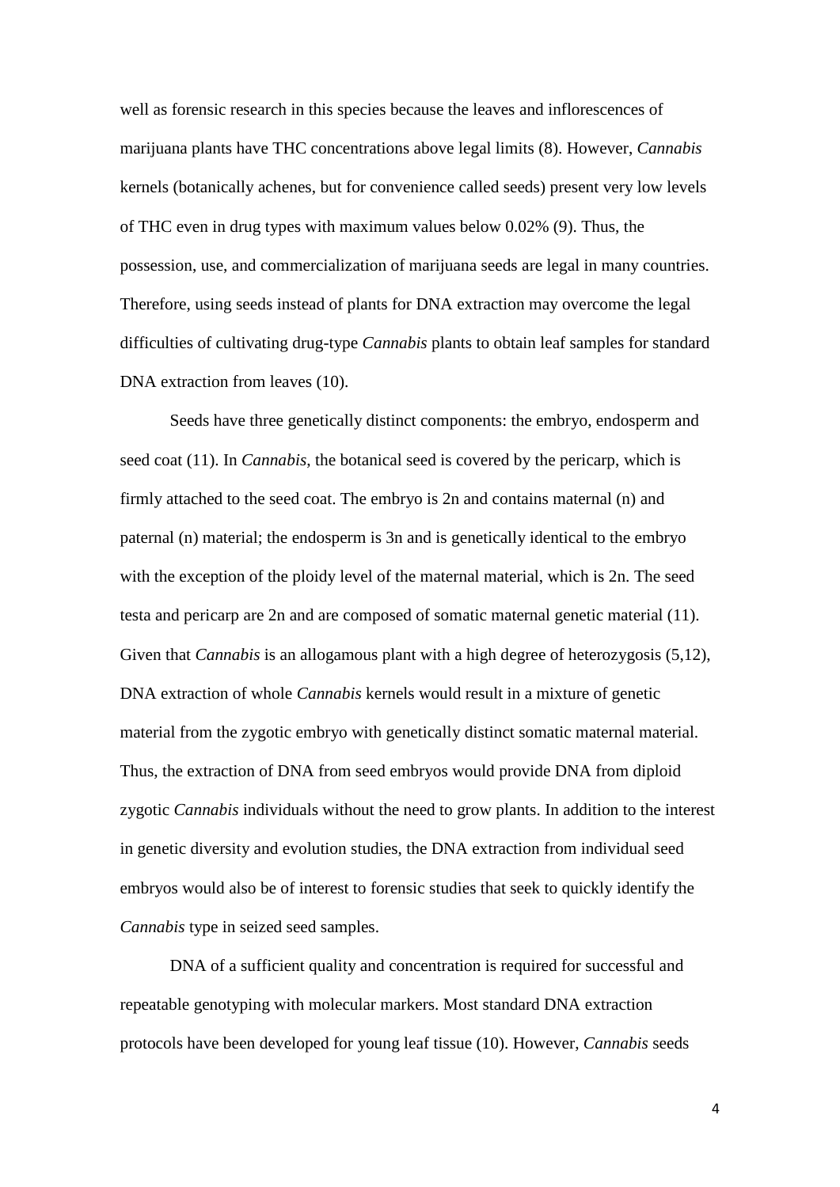well as forensic research in this species because the leaves and inflorescences of marijuana plants have THC concentrations above legal limits (8). However, *Cannabis* kernels (botanically achenes, but for convenience called seeds) present very low levels of THC even in drug types with maximum values below 0.02% (9). Thus, the possession, use, and commercialization of marijuana seeds are legal in many countries. Therefore, using seeds instead of plants for DNA extraction may overcome the legal difficulties of cultivating drug-type *Cannabis* plants to obtain leaf samples for standard DNA extraction from leaves (10).

Seeds have three genetically distinct components: the embryo, endosperm and seed coat (11). In *Cannabis*, the botanical seed is covered by the pericarp, which is firmly attached to the seed coat. The embryo is 2n and contains maternal (n) and paternal (n) material; the endosperm is 3n and is genetically identical to the embryo with the exception of the ploidy level of the maternal material, which is 2n. The seed testa and pericarp are 2n and are composed of somatic maternal genetic material (11). Given that *Cannabis* is an allogamous plant with a high degree of heterozygosis (5,12), DNA extraction of whole *Cannabis* kernels would result in a mixture of genetic material from the zygotic embryo with genetically distinct somatic maternal material. Thus, the extraction of DNA from seed embryos would provide DNA from diploid zygotic *Cannabis* individuals without the need to grow plants. In addition to the interest in genetic diversity and evolution studies, the DNA extraction from individual seed embryos would also be of interest to forensic studies that seek to quickly identify the *Cannabis* type in seized seed samples.

DNA of a sufficient quality and concentration is required for successful and repeatable genotyping with molecular markers. Most standard DNA extraction protocols have been developed for young leaf tissue (10). However, *Cannabis* seeds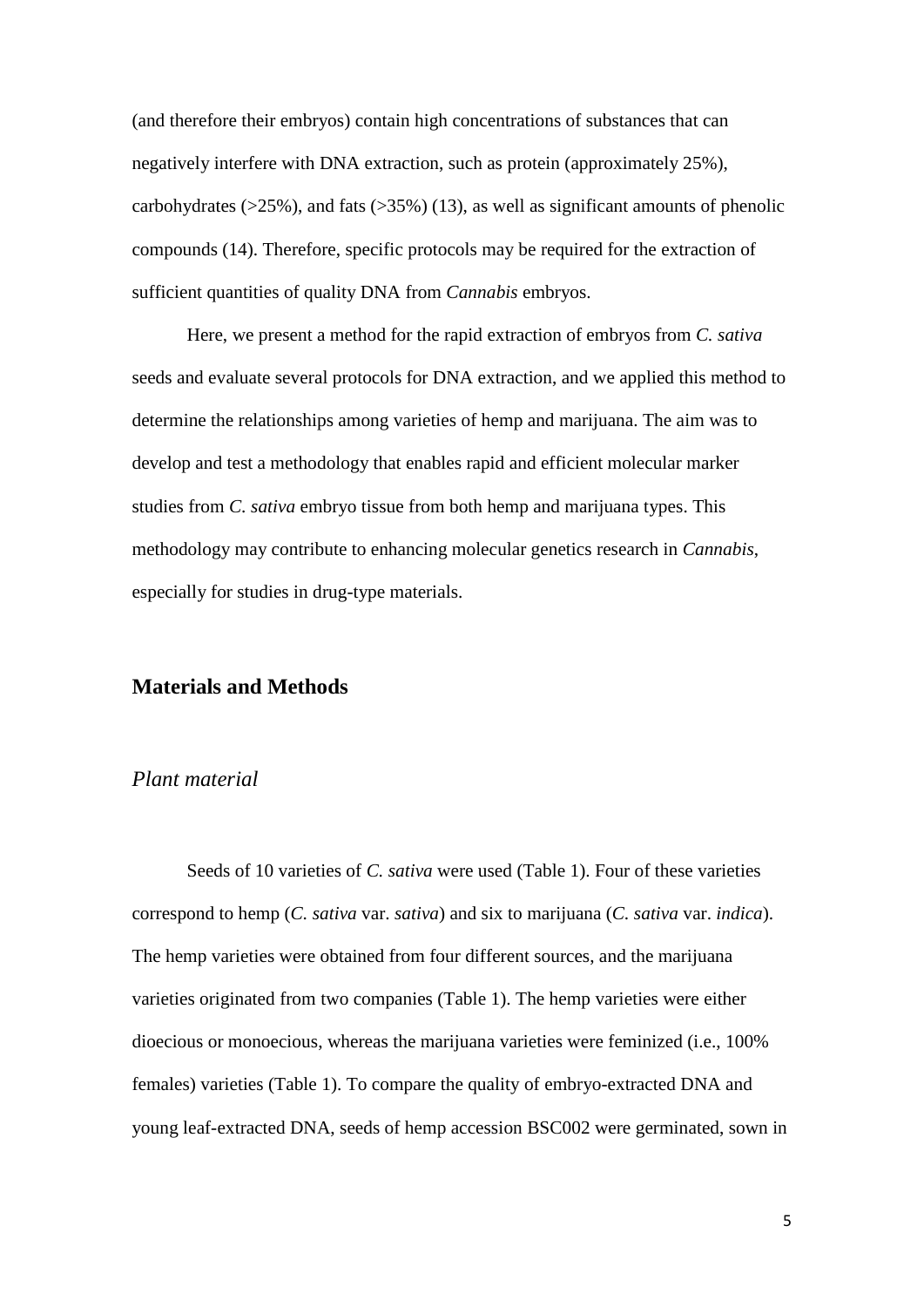(and therefore their embryos) contain high concentrations of substances that can negatively interfere with DNA extraction, such as protein (approximately 25%), carbohydrates (>25%), and fats (>35%) (13), as well as significant amounts of phenolic compounds (14). Therefore, specific protocols may be required for the extraction of sufficient quantities of quality DNA from *Cannabis* embryos.

Here, we present a method for the rapid extraction of embryos from *C. sativa* seeds and evaluate several protocols for DNA extraction, and we applied this method to determine the relationships among varieties of hemp and marijuana. The aim was to develop and test a methodology that enables rapid and efficient molecular marker studies from *C. sativa* embryo tissue from both hemp and marijuana types. This methodology may contribute to enhancing molecular genetics research in *Cannabis*, especially for studies in drug-type materials.

## Materials and Methods

### *Plant material*

Seeds of 10 varieties of *C. sativa* were used (Table 1). Four of these varieties correspond to hemp (*C. sativa* var. *sativa*) and six to marijuana (*C. sativa* var. *indica*). The hemp varieties were obtained from four different sources, and the marijuana varieties originated from two companies (Table 1). The hemp varieties were either dioecious or monoecious, whereas the marijuana varieties were feminized (i.e., 100% females) varieties (Table 1). To compare the quality of embryo-extracted DNA and young leaf-extracted DNA, seeds of hemp accession BSC002 were germinated, sown in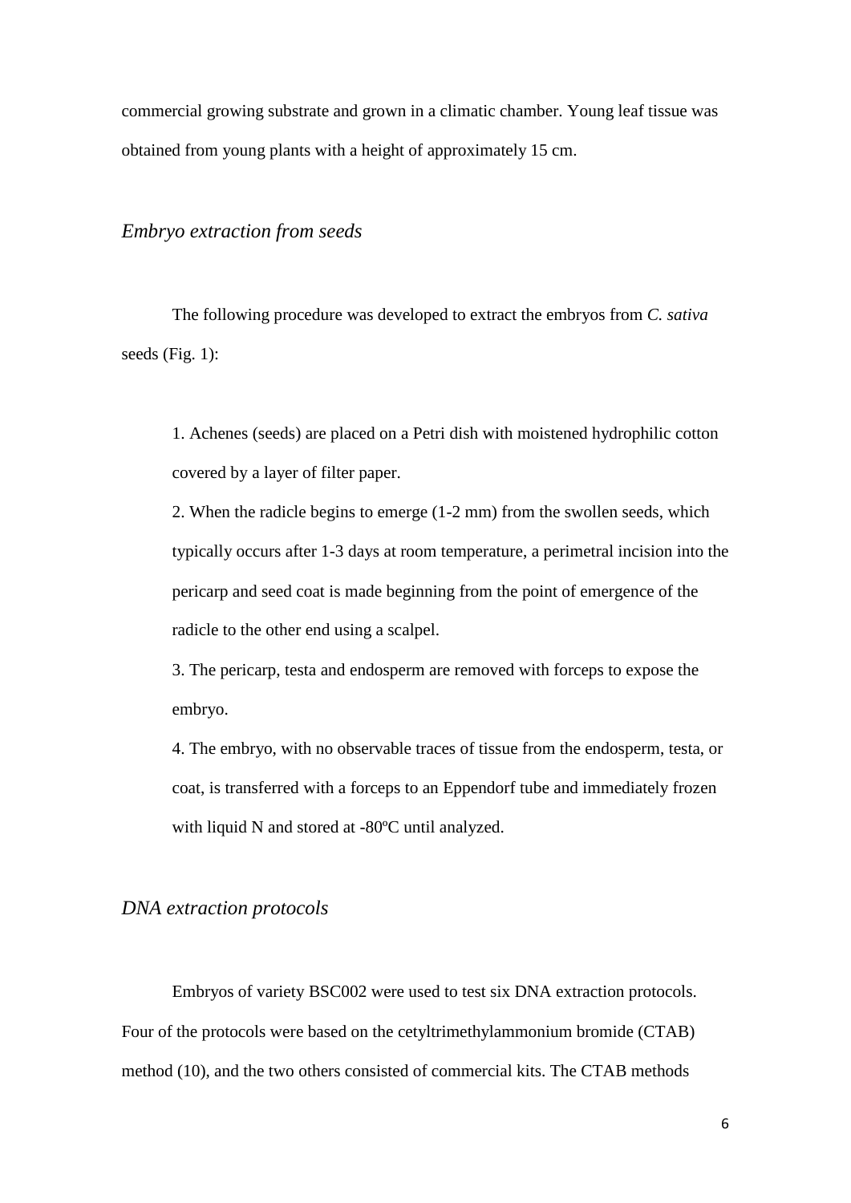commercial growing substrate and grown in a climatic chamber. Young leaf tissue was obtained from young plants with a height of approximately 15 cm.

### *Embryo extraction from seeds*

The following procedure was developed to extract the embryos from *C. sativa* seeds (Fig. 1):

1. Achenes (seeds) are placed on a Petri dish with moistened hydrophilic cotton covered by a layer of filter paper.
2. When the radicle begins to emerge (1-2 mm) from the swollen seeds, which typically occurs after 1-3 days at room temperature, a perimetral incision into the pericarp and seed coat is made beginning from the point of emergence of the radicle to the other end using a scalpel.
3. The pericarp, testa and endosperm are removed with forceps to expose the embryo.
4. The embryo, with no observable traces of tissue from the endosperm, testa, or coat, is transferred with a forceps to an Eppendorf tube and immediately frozen with liquid N and stored at -80ºC until analyzed.

### *DNA extraction protocols*

Embryos of variety BSC002 were used to test six DNA extraction protocols. Four of the protocols were based on the cetyltrimethylammonium bromide (CTAB) method (10), and the two others consisted of commercial kits. The CTAB methods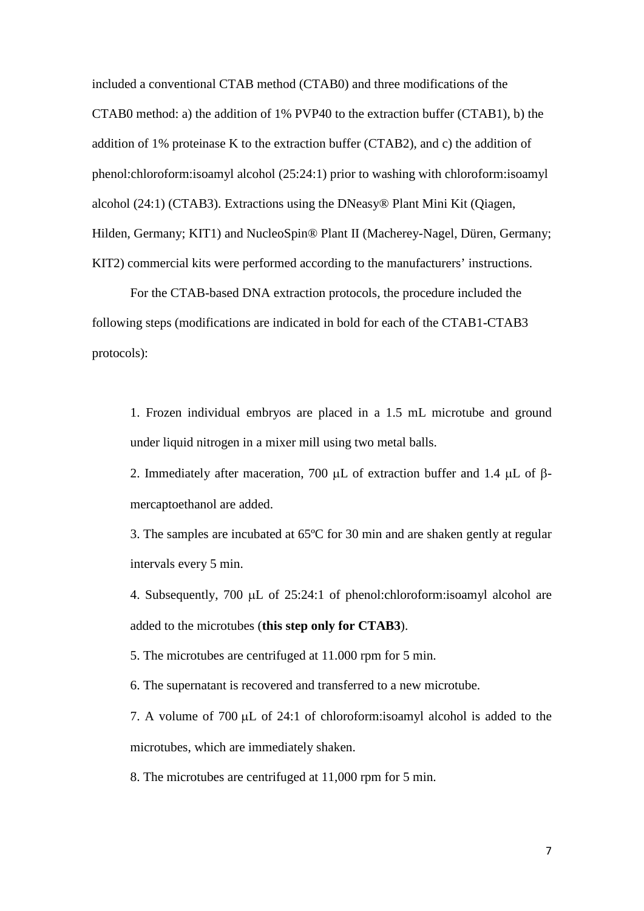included a conventional CTAB method (CTAB0) and three modifications of the CTAB0 method: a) the addition of 1% PVP40 to the extraction buffer (CTAB1), b) the addition of 1% proteinase K to the extraction buffer (CTAB2), and c) the addition of phenol:chloroform:isoamyl alcohol (25:24:1) prior to washing with chloroform:isoamyl alcohol (24:1) (CTAB3). Extractions using the DNeasy® Plant Mini Kit (Qiagen, Hilden, Germany; KIT1) and NucleoSpin® Plant II (Macherey-Nagel, Düren, Germany; KIT2) commercial kits were performed according to the manufacturers' instructions.

For the CTAB-based DNA extraction protocols, the procedure included the following steps (modifications are indicated in bold for each of the CTAB1-CTAB3 protocols):

1. Frozen individual embryos are placed in a 1.5 mL microtube and ground under liquid nitrogen in a mixer mill using two metal balls.

2. Immediately after maceration, 700 μL of extraction buffer and 1.4 μL of β-mercaptoethanol are added.

3. The samples are incubated at 65ºC for 30 min and are shaken gently at regular intervals every 5 min.

4. Subsequently, 700 μL of 25:24:1 of phenol:chloroform:isoamyl alcohol are added to the microtubes (**this step only for CTAB3**).

5. The microtubes are centrifuged at 11.000 rpm for 5 min.

6. The supernatant is recovered and transferred to a new microtube.

7. A volume of 700 μL of 24:1 of chloroform:isoamyl alcohol is added to the microtubes, which are immediately shaken.

8. The microtubes are centrifuged at 11,000 rpm for 5 min.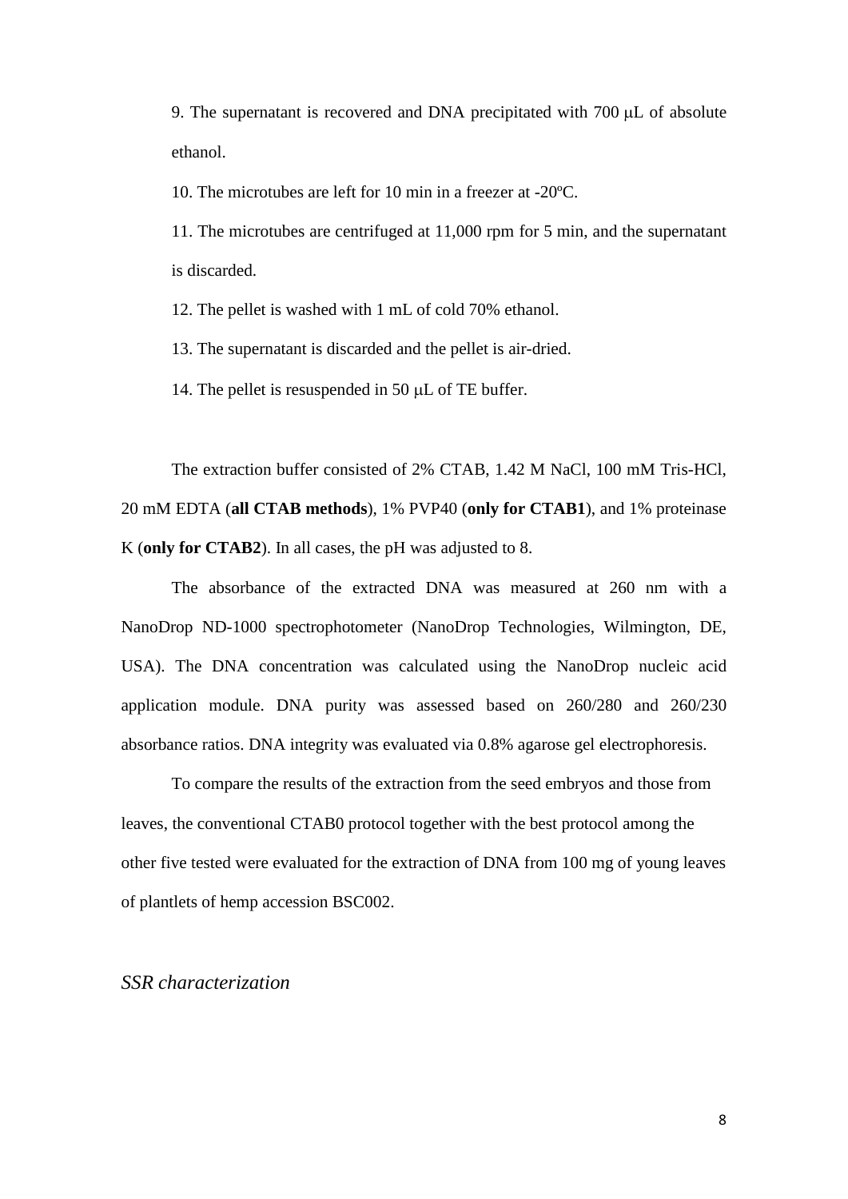9. The supernatant is recovered and DNA precipitated with 700 μL of absolute ethanol.

10. The microtubes are left for 10 min in a freezer at -20ºC.

11. The microtubes are centrifuged at 11,000 rpm for 5 min, and the supernatant is discarded.

12. The pellet is washed with 1 mL of cold 70% ethanol.

13. The supernatant is discarded and the pellet is air-dried.

14. The pellet is resuspended in 50 μL of TE buffer.

The extraction buffer consisted of 2% CTAB, 1.42 M NaCl, 100 mM Tris-HCl, 20 mM EDTA (**all CTAB methods**), 1% PVP40 (**only for CTAB1**), and 1% proteinase K (**only for CTAB2**). In all cases, the pH was adjusted to 8.

The absorbance of the extracted DNA was measured at 260 nm with a NanoDrop ND-1000 spectrophotometer (NanoDrop Technologies, Wilmington, DE, USA). The DNA concentration was calculated using the NanoDrop nucleic acid application module. DNA purity was assessed based on 260/280 and 260/230 absorbance ratios. DNA integrity was evaluated via 0.8% agarose gel electrophoresis.

To compare the results of the extraction from the seed embryos and those from leaves, the conventional CTAB0 protocol together with the best protocol among the other five tested were evaluated for the extraction of DNA from 100 mg of young leaves of plantlets of hemp accession BSC002.

*SSR characterization*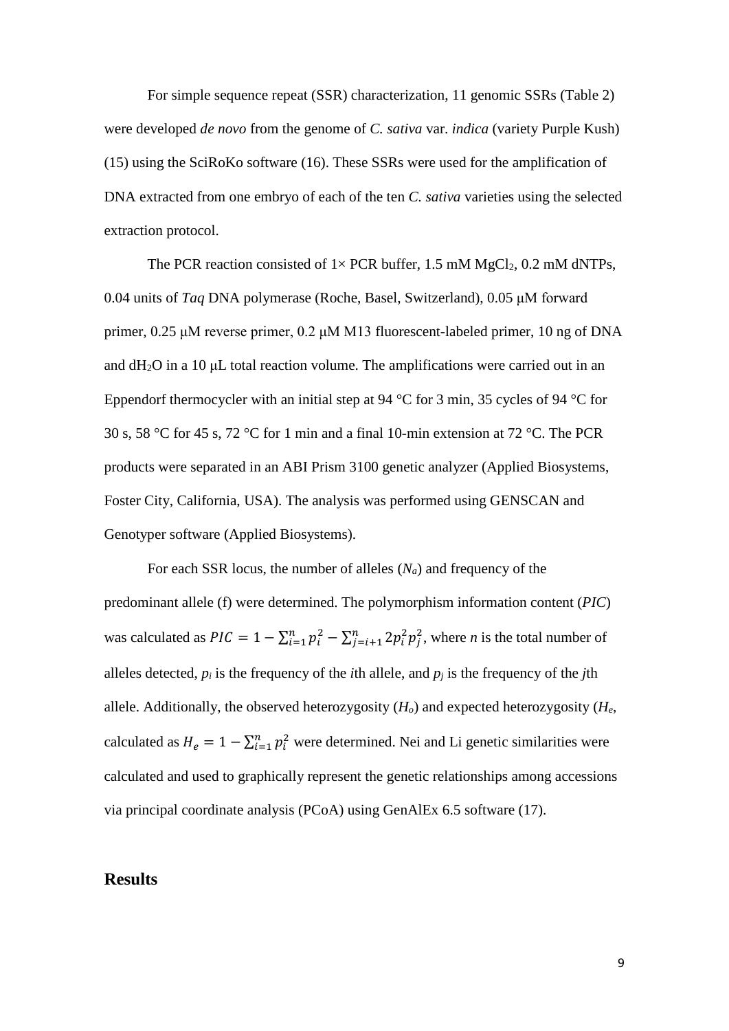For simple sequence repeat (SSR) characterization, 11 genomic SSRs (Table 2) were developed *de novo* from the genome of *C. sativa* var. *indica* (variety Purple Kush) (15) using the SciRoKo software (16). These SSRs were used for the amplification of DNA extracted from one embryo of each of the ten *C. sativa* varieties using the selected extraction protocol.

The PCR reaction consisted of 1× PCR buffer, 1.5 mM $MgCl_2$, 0.2 mM dNTPs, 0.04 units of *Taq* DNA polymerase (Roche, Basel, Switzerland), 0.05 μM forward primer, 0.25 μM reverse primer, 0.2 μM M13 fluorescent-labeled primer, 10 ng of DNA and $dH_2O$ in a 10 μL total reaction volume. The amplifications were carried out in an Eppendorf thermocycler with an initial step at 94 °C for 3 min, 35 cycles of 94 °C for 30 s, 58 °C for 45 s, 72 °C for 1 min and a final 10-min extension at 72 °C. The PCR products were separated in an ABI Prism 3100 genetic analyzer (Applied Biosystems, Foster City, California, USA). The analysis was performed using GENSCAN and Genotyper software (Applied Biosystems).

For each SSR locus, the number of alleles ($N_a$) and frequency of the predominant allele (f) were determined. The polymorphism information content (*PIC*) was calculated as $PIC = 1 - \sum_{i=1}^{n} p_i^2 - \sum_{j=i+1}^{n} 2p_i^2 p_j^2$, where *n* is the total number of alleles detected, $p_i$ is the frequency of the *i*th allele, and $p_j$ is the frequency of the *j*th allele. Additionally, the observed heterozygosity ($H_o$) and expected heterozygosity ($H_e$, calculated as $H_e = 1 - \sum_{i=1}^{n} p_i^2$ were determined. Nei and Li genetic similarities were calculated and used to graphically represent the genetic relationships among accessions via principal coordinate analysis (PCoA) using GenAlEx 6.5 software (17).

## Results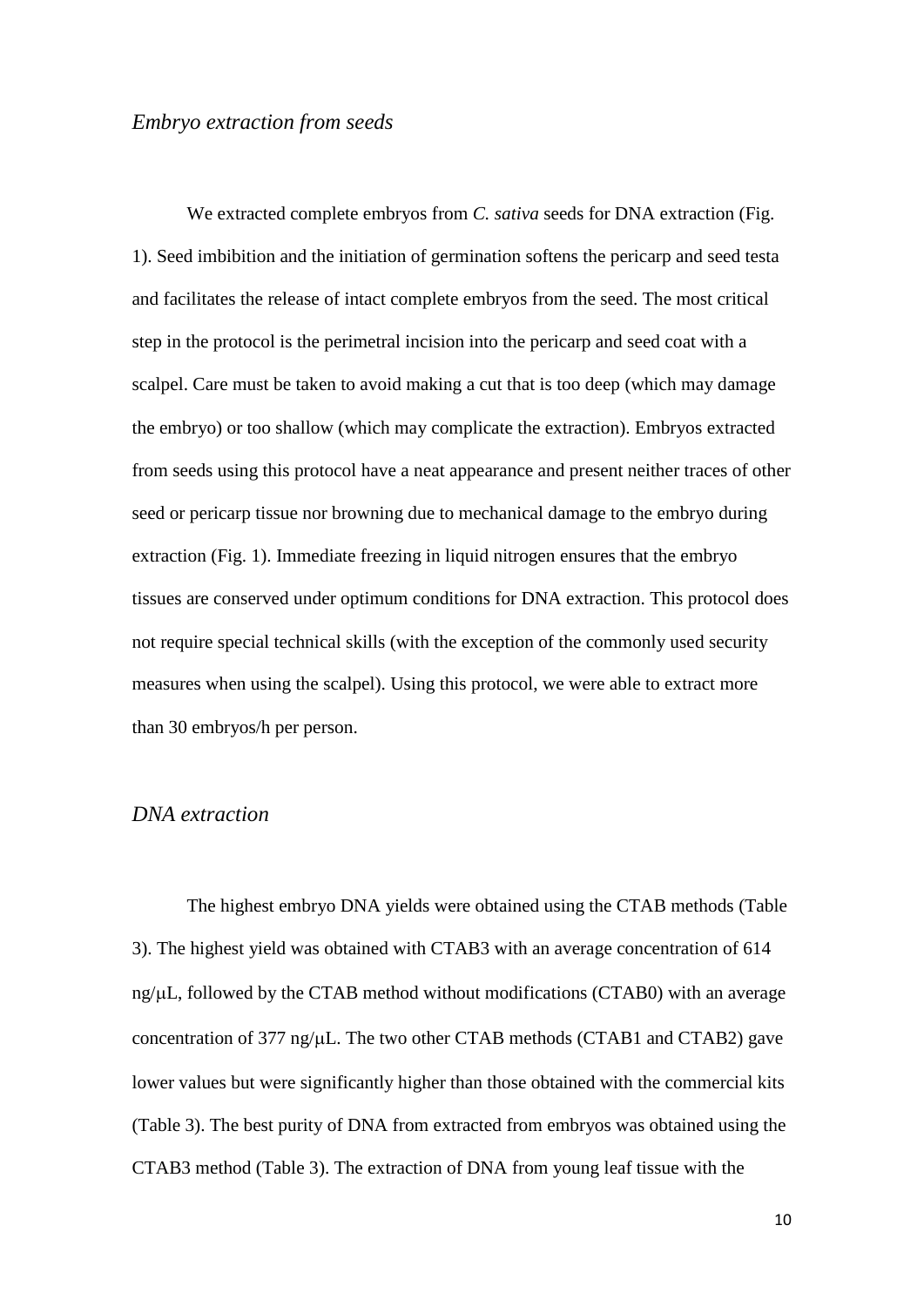*Embryo extraction from seeds*

We extracted complete embryos from *C. sativa* seeds for DNA extraction (Fig. 1). Seed imbibition and the initiation of germination softens the pericarp and seed testa and facilitates the release of intact complete embryos from the seed. The most critical step in the protocol is the perimetral incision into the pericarp and seed coat with a scalpel. Care must be taken to avoid making a cut that is too deep (which may damage the embryo) or too shallow (which may complicate the extraction). Embryos extracted from seeds using this protocol have a neat appearance and present neither traces of other seed or pericarp tissue nor browning due to mechanical damage to the embryo during extraction (Fig. 1). Immediate freezing in liquid nitrogen ensures that the embryo tissues are conserved under optimum conditions for DNA extraction. This protocol does not require special technical skills (with the exception of the commonly used security measures when using the scalpel). Using this protocol, we were able to extract more than 30 embryos/h per person.

*DNA extraction*

The highest embryo DNA yields were obtained using the CTAB methods (Table 3). The highest yield was obtained with CTAB3 with an average concentration of 614 ng/μL, followed by the CTAB method without modifications (CTAB0) with an average concentration of 377 ng/μL. The two other CTAB methods (CTAB1 and CTAB2) gave lower values but were significantly higher than those obtained with the commercial kits (Table 3). The best purity of DNA from extracted from embryos was obtained using the CTAB3 method (Table 3). The extraction of DNA from young leaf tissue with the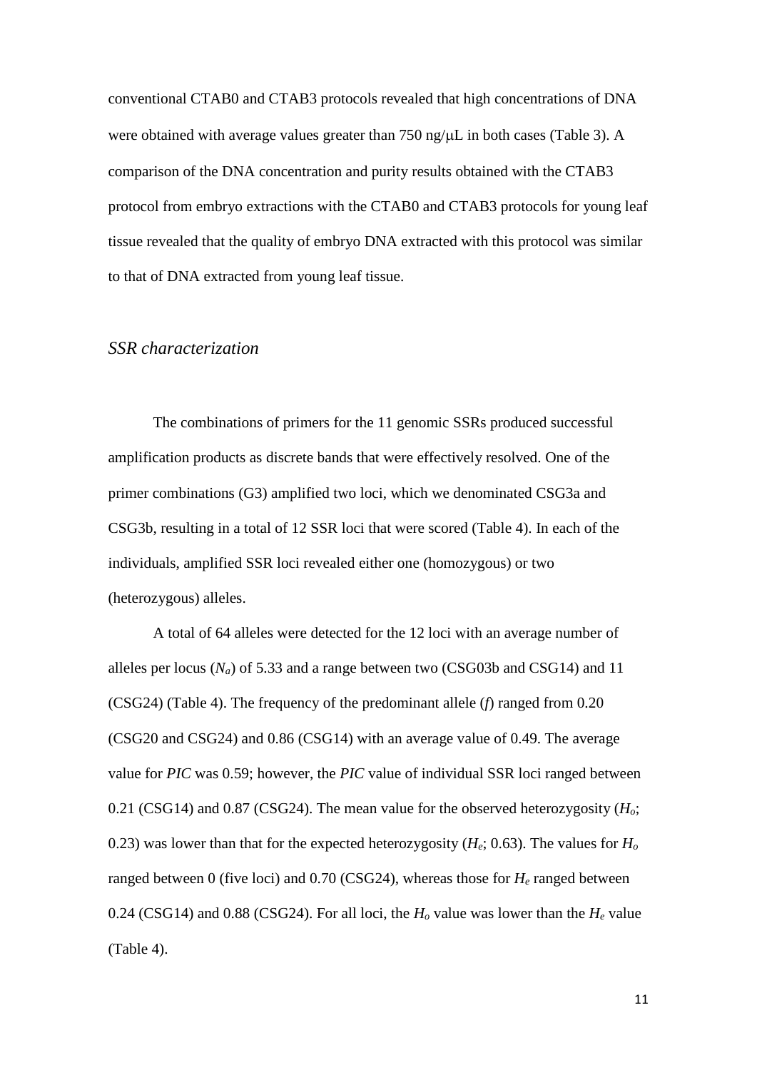conventional CTAB0 and CTAB3 protocols revealed that high concentrations of DNA were obtained with average values greater than 750 ng/μL in both cases (Table 3). A comparison of the DNA concentration and purity results obtained with the CTAB3 protocol from embryo extractions with the CTAB0 and CTAB3 protocols for young leaf tissue revealed that the quality of embryo DNA extracted with this protocol was similar to that of DNA extracted from young leaf tissue.

### *SSR characterization*

The combinations of primers for the 11 genomic SSRs produced successful amplification products as discrete bands that were effectively resolved. One of the primer combinations (G3) amplified two loci, which we denominated CSG3a and CSG3b, resulting in a total of 12 SSR loci that were scored (Table 4). In each of the individuals, amplified SSR loci revealed either one (homozygous) or two (heterozygous) alleles.

A total of 64 alleles were detected for the 12 loci with an average number of alleles per locus ($N_a$) of 5.33 and a range between two (CSG03b and CSG14) and 11 (CSG24) (Table 4). The frequency of the predominant allele ($f$) ranged from 0.20 (CSG20 and CSG24) and 0.86 (CSG14) with an average value of 0.49. The average value for *PIC* was 0.59; however, the *PIC* value of individual SSR loci ranged between 0.21 (CSG14) and 0.87 (CSG24). The mean value for the observed heterozygosity ($H_o$; 0.23) was lower than that for the expected heterozygosity ($H_e$; 0.63). The values for $H_o$ ranged between 0 (five loci) and 0.70 (CSG24), whereas those for $H_e$ ranged between 0.24 (CSG14) and 0.88 (CSG24). For all loci, the $H_o$ value was lower than the $H_e$ value (Table 4).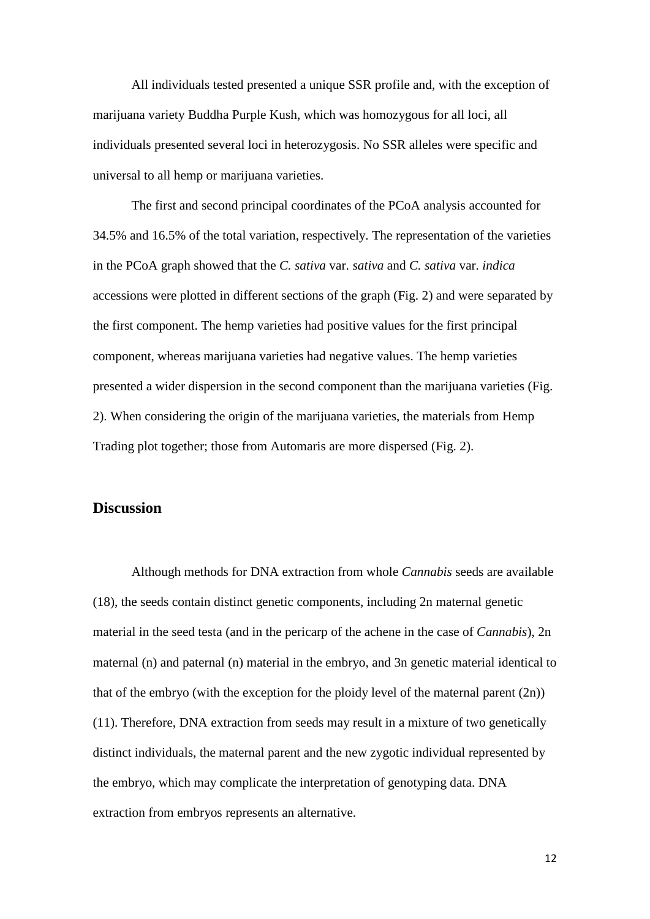All individuals tested presented a unique SSR profile and, with the exception of marijuana variety Buddha Purple Kush, which was homozygous for all loci, all individuals presented several loci in heterozygosis. No SSR alleles were specific and universal to all hemp or marijuana varieties.

The first and second principal coordinates of the PCoA analysis accounted for 34.5% and 16.5% of the total variation, respectively. The representation of the varieties in the PCoA graph showed that the *C. sativa* var. *sativa* and *C. sativa* var. *indica* accessions were plotted in different sections of the graph (Fig. 2) and were separated by the first component. The hemp varieties had positive values for the first principal component, whereas marijuana varieties had negative values. The hemp varieties presented a wider dispersion in the second component than the marijuana varieties (Fig. 2). When considering the origin of the marijuana varieties, the materials from Hemp Trading plot together; those from Automaris are more dispersed (Fig. 2).

## Discussion

Although methods for DNA extraction from whole *Cannabis* seeds are available (18), the seeds contain distinct genetic components, including 2n maternal genetic material in the seed testa (and in the pericarp of the achene in the case of *Cannabis*), 2n maternal (n) and paternal (n) material in the embryo, and 3n genetic material identical to that of the embryo (with the exception for the ploidy level of the maternal parent (2n)) (11). Therefore, DNA extraction from seeds may result in a mixture of two genetically distinct individuals, the maternal parent and the new zygotic individual represented by the embryo, which may complicate the interpretation of genotyping data. DNA extraction from embryos represents an alternative.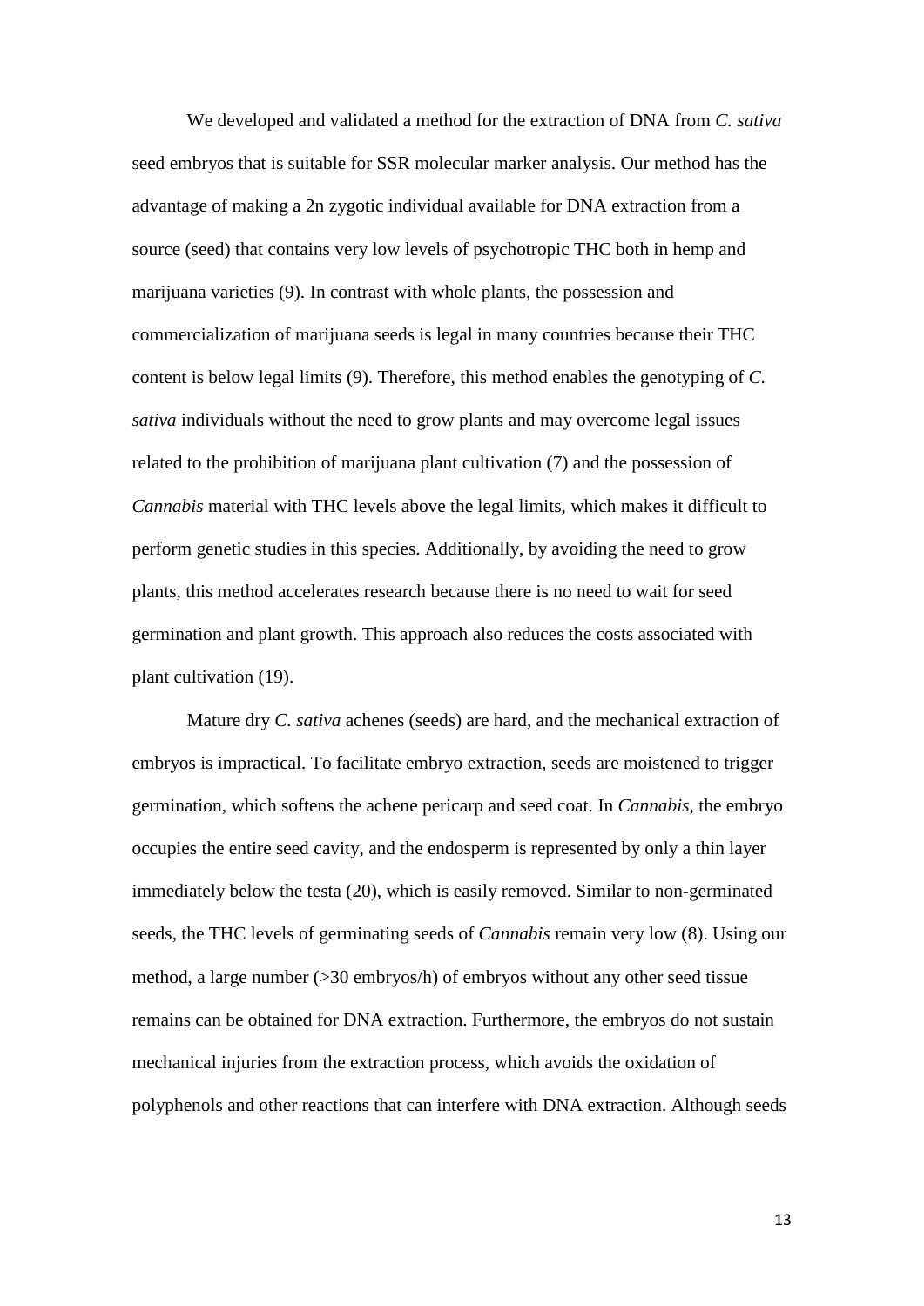We developed and validated a method for the extraction of DNA from *C. sativa* seed embryos that is suitable for SSR molecular marker analysis. Our method has the advantage of making a 2n zygotic individual available for DNA extraction from a source (seed) that contains very low levels of psychotropic THC both in hemp and marijuana varieties (9). In contrast with whole plants, the possession and commercialization of marijuana seeds is legal in many countries because their THC content is below legal limits (9). Therefore, this method enables the genotyping of *C. sativa* individuals without the need to grow plants and may overcome legal issues related to the prohibition of marijuana plant cultivation (7) and the possession of *Cannabis* material with THC levels above the legal limits, which makes it difficult to perform genetic studies in this species. Additionally, by avoiding the need to grow plants, this method accelerates research because there is no need to wait for seed germination and plant growth. This approach also reduces the costs associated with plant cultivation (19).

Mature dry *C. sativa* achenes (seeds) are hard, and the mechanical extraction of embryos is impractical. To facilitate embryo extraction, seeds are moistened to trigger germination, which softens the achene pericarp and seed coat. In *Cannabis*, the embryo occupies the entire seed cavity, and the endosperm is represented by only a thin layer immediately below the testa (20), which is easily removed. Similar to non-germinated seeds, the THC levels of germinating seeds of *Cannabis* remain very low (8). Using our method, a large number (>30 embryos/h) of embryos without any other seed tissue remains can be obtained for DNA extraction. Furthermore, the embryos do not sustain mechanical injuries from the extraction process, which avoids the oxidation of polyphenols and other reactions that can interfere with DNA extraction. Although seeds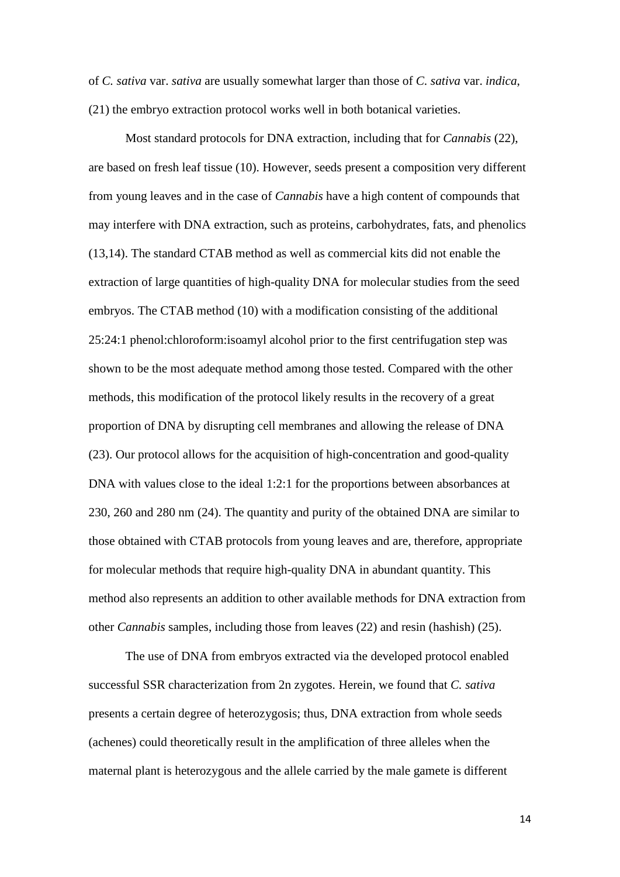of *C. sativa* var. *sativa* are usually somewhat larger than those of *C. sativa* var. *indica*, (21) the embryo extraction protocol works well in both botanical varieties.

Most standard protocols for DNA extraction, including that for *Cannabis* (22), are based on fresh leaf tissue (10). However, seeds present a composition very different from young leaves and in the case of *Cannabis* have a high content of compounds that may interfere with DNA extraction, such as proteins, carbohydrates, fats, and phenolics (13,14). The standard CTAB method as well as commercial kits did not enable the extraction of large quantities of high-quality DNA for molecular studies from the seed embryos. The CTAB method (10) with a modification consisting of the additional 25:24:1 phenol:chloroform:isoamyl alcohol prior to the first centrifugation step was shown to be the most adequate method among those tested. Compared with the other methods, this modification of the protocol likely results in the recovery of a great proportion of DNA by disrupting cell membranes and allowing the release of DNA (23). Our protocol allows for the acquisition of high-concentration and good-quality DNA with values close to the ideal 1:2:1 for the proportions between absorbances at 230, 260 and 280 nm (24). The quantity and purity of the obtained DNA are similar to those obtained with CTAB protocols from young leaves and are, therefore, appropriate for molecular methods that require high-quality DNA in abundant quantity. This method also represents an addition to other available methods for DNA extraction from other *Cannabis* samples, including those from leaves (22) and resin (hashish) (25).

The use of DNA from embryos extracted via the developed protocol enabled successful SSR characterization from 2n zygotes. Herein, we found that *C. sativa* presents a certain degree of heterozygosis; thus, DNA extraction from whole seeds (achenes) could theoretically result in the amplification of three alleles when the maternal plant is heterozygous and the allele carried by the male gamete is different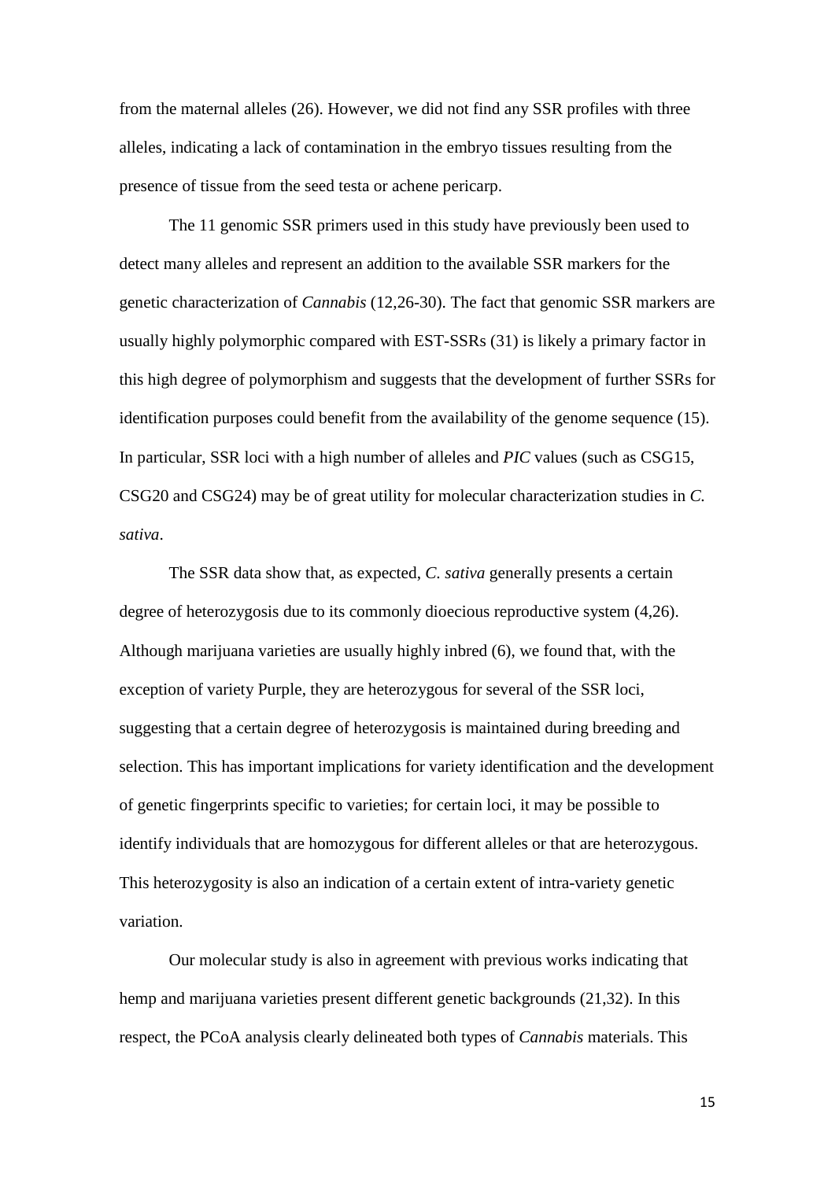from the maternal alleles (26). However, we did not find any SSR profiles with three alleles, indicating a lack of contamination in the embryo tissues resulting from the presence of tissue from the seed testa or achene pericarp.

The 11 genomic SSR primers used in this study have previously been used to detect many alleles and represent an addition to the available SSR markers for the genetic characterization of *Cannabis* (12,26-30). The fact that genomic SSR markers are usually highly polymorphic compared with EST-SSRs (31) is likely a primary factor in this high degree of polymorphism and suggests that the development of further SSRs for identification purposes could benefit from the availability of the genome sequence (15). In particular, SSR loci with a high number of alleles and *PIC* values (such as CSG15, CSG20 and CSG24) may be of great utility for molecular characterization studies in *C. sativa*.

The SSR data show that, as expected, *C. sativa* generally presents a certain degree of heterozygosis due to its commonly dioecious reproductive system (4,26). Although marijuana varieties are usually highly inbred (6), we found that, with the exception of variety Purple, they are heterozygous for several of the SSR loci, suggesting that a certain degree of heterozygosis is maintained during breeding and selection. This has important implications for variety identification and the development of genetic fingerprints specific to varieties; for certain loci, it may be possible to identify individuals that are homozygous for different alleles or that are heterozygous. This heterozygosity is also an indication of a certain extent of intra-variety genetic variation.

Our molecular study is also in agreement with previous works indicating that hemp and marijuana varieties present different genetic backgrounds (21,32). In this respect, the PCoA analysis clearly delineated both types of *Cannabis* materials. This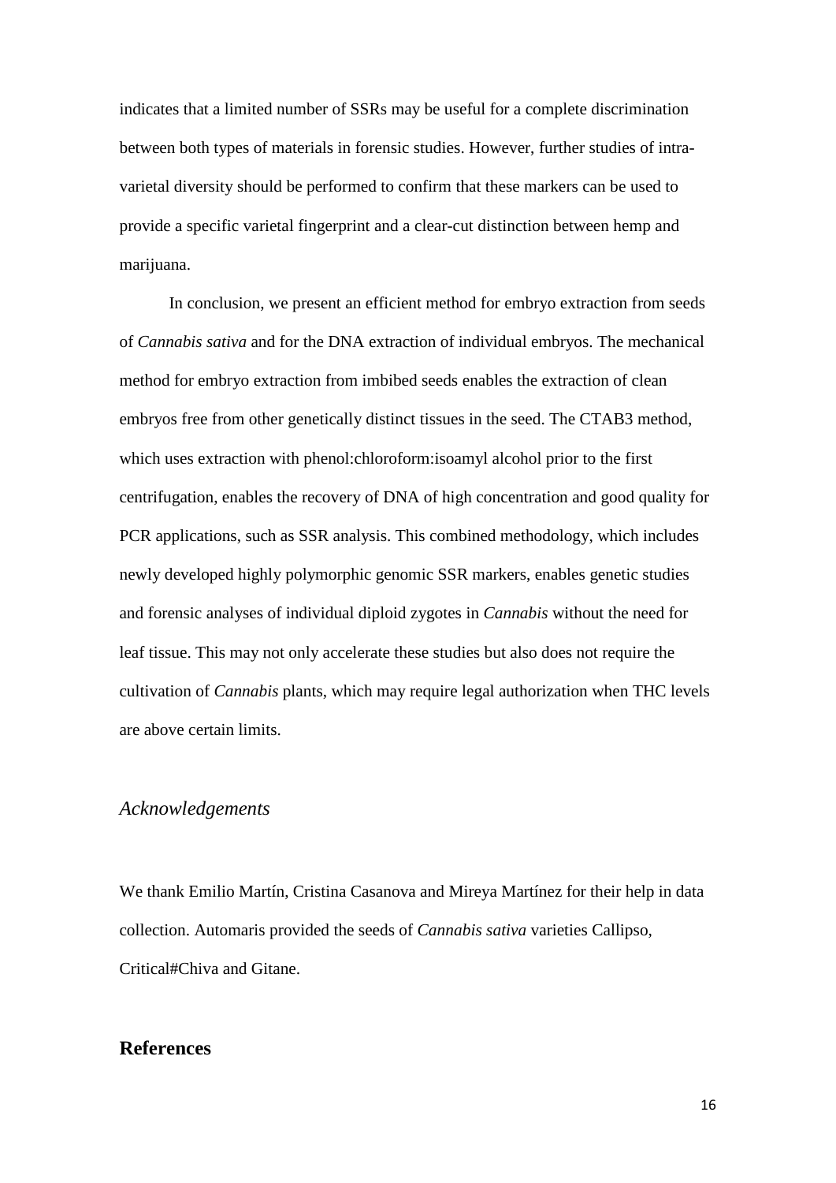indicates that a limited number of SSRs may be useful for a complete discrimination between both types of materials in forensic studies. However, further studies of intra-varietal diversity should be performed to confirm that these markers can be used to provide a specific varietal fingerprint and a clear-cut distinction between hemp and marijuana.

In conclusion, we present an efficient method for embryo extraction from seeds of *Cannabis sativa* and for the DNA extraction of individual embryos. The mechanical method for embryo extraction from imbibed seeds enables the extraction of clean embryos free from other genetically distinct tissues in the seed. The CTAB3 method, which uses extraction with phenol:chloroform:isoamyl alcohol prior to the first centrifugation, enables the recovery of DNA of high concentration and good quality for PCR applications, such as SSR analysis. This combined methodology, which includes newly developed highly polymorphic genomic SSR markers, enables genetic studies and forensic analyses of individual diploid zygotes in *Cannabis* without the need for leaf tissue. This may not only accelerate these studies but also does not require the cultivation of *Cannabis* plants, which may require legal authorization when THC levels are above certain limits.

## *Acknowledgements*

We thank Emilio Martín, Cristina Casanova and Mireya Martínez for their help in data collection. Automaris provided the seeds of *Cannabis sativa* varieties Callipso, Critical#Chiva and Gitane.

## **References**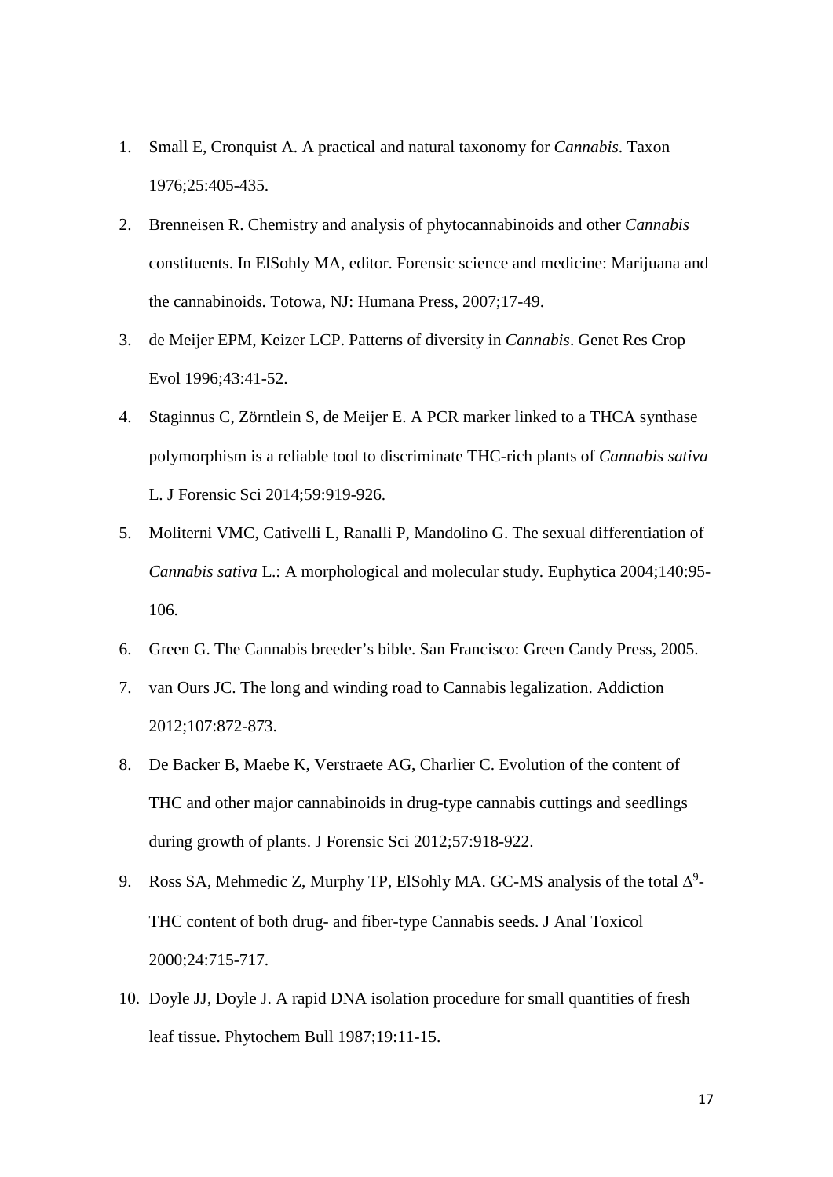1. Small E, Cronquist A. A practical and natural taxonomy for *Cannabis*. Taxon 1976;25:405-435.
2. Brenneisen R. Chemistry and analysis of phytocannabinoids and other *Cannabis* constituents. In ElSohly MA, editor. Forensic science and medicine: Marijuana and the cannabinoids. Totowa, NJ: Humana Press, 2007;17-49.
3. de Meijer EPM, Keizer LCP. Patterns of diversity in *Cannabis*. Genet Res Crop Evol 1996;43:41-52.
4. Staginnus C, Zörntlein S, de Meijer E. A PCR marker linked to a THCA synthase polymorphism is a reliable tool to discriminate THC-rich plants of *Cannabis sativa* L. J Forensic Sci 2014;59:919-926.
5. Moliterni VMC, Cativelli L, Ranalli P, Mandolino G. The sexual differentiation of *Cannabis sativa* L.: A morphological and molecular study. Euphytica 2004;140:95-106.
6. Green G. The Cannabis breeder's bible. San Francisco: Green Candy Press, 2005.
7. van Ours JC. The long and winding road to Cannabis legalization. Addiction 2012;107:872-873.
8. De Backer B, Maebe K, Verstraete AG, Charlier C. Evolution of the content of THC and other major cannabinoids in drug-type cannabis cuttings and seedlings during growth of plants. J Forensic Sci 2012;57:918-922.
9. Ross SA, Mehmedic Z, Murphy TP, ElSohly MA. GC-MS analysis of the total $\Delta^9$-THC content of both drug- and fiber-type Cannabis seeds. J Anal Toxicol 2000;24:715-717.
10. Doyle JJ, Doyle J. A rapid DNA isolation procedure for small quantities of fresh leaf tissue. Phytochem Bull 1987;19:11-15.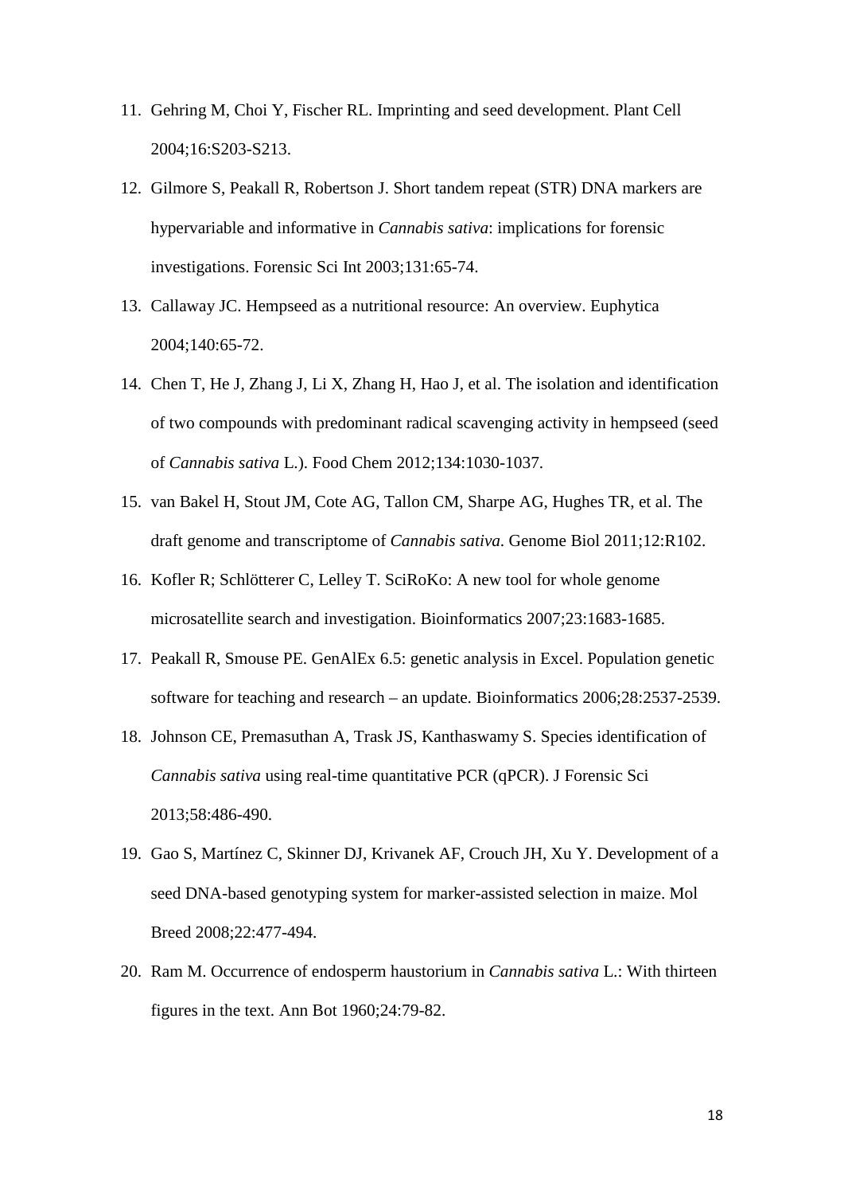11. Gehring M, Choi Y, Fischer RL. Imprinting and seed development. Plant Cell 2004;16:S203-S213.
12. Gilmore S, Peakall R, Robertson J. Short tandem repeat (STR) DNA markers are hypervariable and informative in *Cannabis sativa*: implications for forensic investigations. Forensic Sci Int 2003;131:65-74.
13. Callaway JC. Hempseed as a nutritional resource: An overview. Euphytica 2004;140:65-72.
14. Chen T, He J, Zhang J, Li X, Zhang H, Hao J, et al. The isolation and identification of two compounds with predominant radical scavenging activity in hempseed (seed of *Cannabis sativa* L.). Food Chem 2012;134:1030-1037.
15. van Bakel H, Stout JM, Cote AG, Tallon CM, Sharpe AG, Hughes TR, et al. The draft genome and transcriptome of *Cannabis sativa*. Genome Biol 2011;12:R102.
16. Kofler R; Schlötterer C, Lelley T. SciRoKo: A new tool for whole genome microsatellite search and investigation. Bioinformatics 2007;23:1683-1685.
17. Peakall R, Smouse PE. GenAlEx 6.5: genetic analysis in Excel. Population genetic software for teaching and research – an update. Bioinformatics 2006;28:2537-2539.
18. Johnson CE, Premasuthan A, Trask JS, Kanthaswamy S. Species identification of *Cannabis sativa* using real-time quantitative PCR (qPCR). J Forensic Sci 2013;58:486-490.
19. Gao S, Martínez C, Skinner DJ, Krivanek AF, Crouch JH, Xu Y. Development of a seed DNA-based genotyping system for marker-assisted selection in maize. Mol Breed 2008;22:477-494.
20. Ram M. Occurrence of endosperm haustorium in *Cannabis sativa* L.: With thirteen figures in the text. Ann Bot 1960;24:79-82.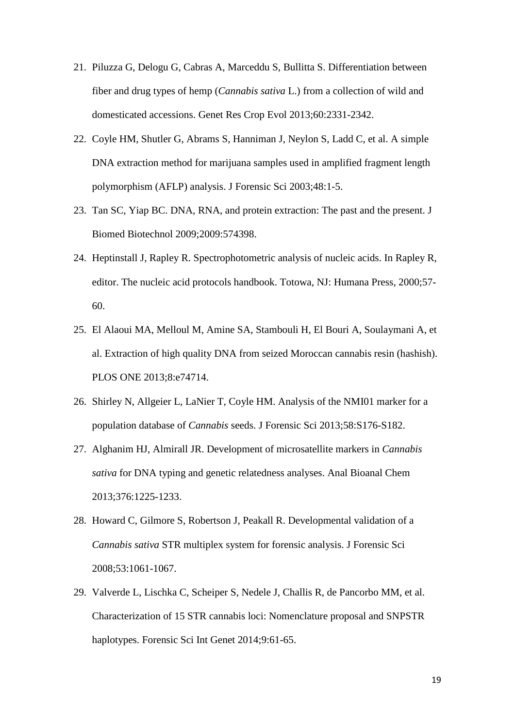21. Piluzza G, Delogu G, Cabras A, Marceddu S, Bullitta S. Differentiation between fiber and drug types of hemp (*Cannabis sativa* L.) from a collection of wild and domesticated accessions. Genet Res Crop Evol 2013;60:2331-2342.
22. Coyle HM, Shutler G, Abrams S, Hanniman J, Neylon S, Ladd C, et al. A simple DNA extraction method for marijuana samples used in amplified fragment length polymorphism (AFLP) analysis. J Forensic Sci 2003;48:1-5.
23. Tan SC, Yiap BC. DNA, RNA, and protein extraction: The past and the present. J Biomed Biotechnol 2009;2009:574398.
24. Heptinstall J, Rapley R. Spectrophotometric analysis of nucleic acids. In Rapley R, editor. The nucleic acid protocols handbook. Totowa, NJ: Humana Press, 2000;57-60.
25. El Alaoui MA, Melloul M, Amine SA, Stambouli H, El Bouri A, Soulaymani A, et al. Extraction of high quality DNA from seized Moroccan cannabis resin (hashish). PLOS ONE 2013;8:e74714.
26. Shirley N, Allgeier L, LaNier T, Coyle HM. Analysis of the NMI01 marker for a population database of *Cannabis* seeds. J Forensic Sci 2013;58:S176-S182.
27. Alghanim HJ, Almirall JR. Development of microsatellite markers in *Cannabis sativa* for DNA typing and genetic relatedness analyses. Anal Bioanal Chem 2013;376:1225-1233.
28. Howard C, Gilmore S, Robertson J, Peakall R. Developmental validation of a *Cannabis sativa* STR multiplex system for forensic analysis. J Forensic Sci 2008;53:1061-1067.
29. Valverde L, Lischka C, Scheiper S, Nedele J, Challis R, de Pancorbo MM, et al. Characterization of 15 STR cannabis loci: Nomenclature proposal and SNPSTR haplotypes. Forensic Sci Int Genet 2014;9:61-65.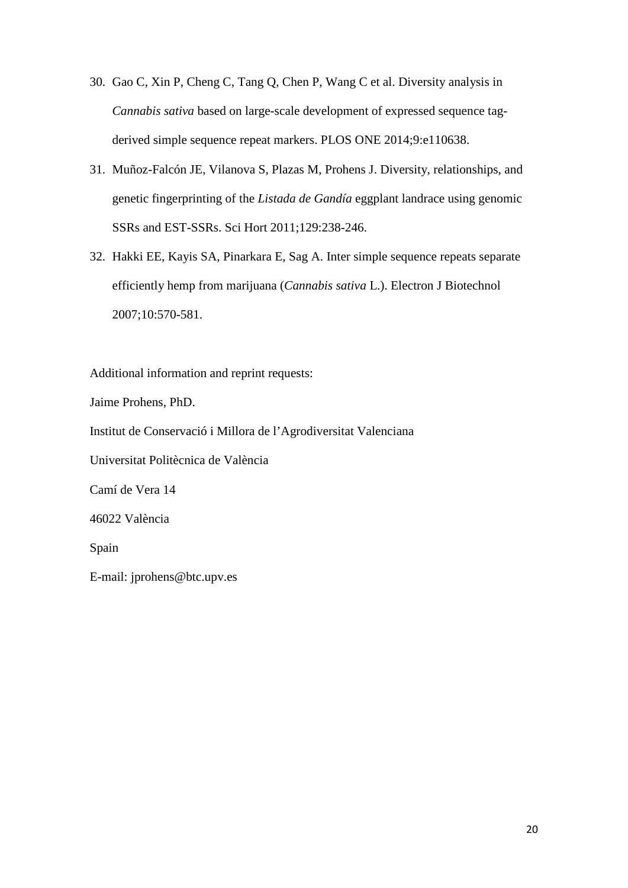30. Gao C, Xin P, Cheng C, Tang Q, Chen P, Wang C et al. Diversity analysis in *Cannabis sativa* based on large-scale development of expressed sequence tag-derived simple sequence repeat markers. PLOS ONE 2014;9:e110638.
31. Muñoz-Falcón JE, Vilanova S, Plazas M, Prohens J. Diversity, relationships, and genetic fingerprinting of the *Listada de Gandía* eggplant landrace using genomic SSRs and EST-SSRs. Sci Hort 2011;129:238-246.
32. Hakki EE, Kayis SA, Pinarkara E, Sag A. Inter simple sequence repeats separate efficiently hemp from marijuana (*Cannabis sativa* L.). Electron J Biotechnol 2007;10:570-581.

Additional information and reprint requests:

Jaime Prohens, PhD.

Institut de Conservació i Millora de l'Agrodiversitat Valenciana

Universitat Politècnica de València

Camí de Vera 14

46022 València

Spain

E-mail: jprohens@btc.upv.es